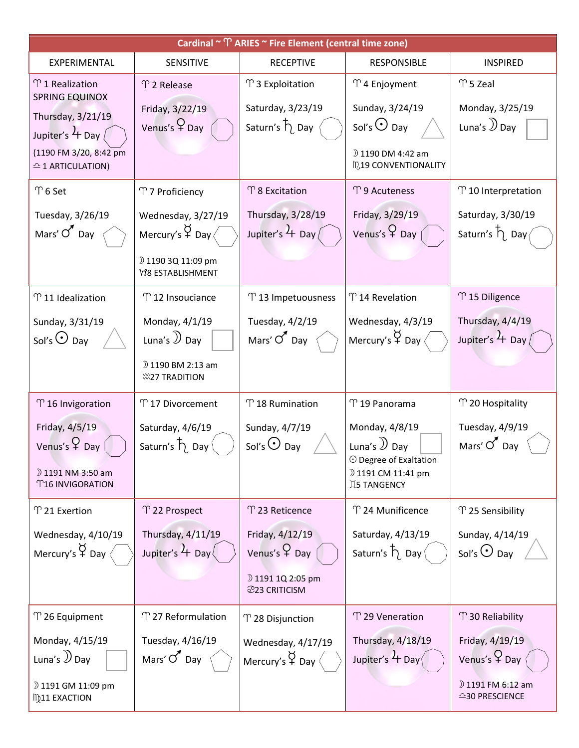| Cardinal ~ ♈ ARIES ~ Fire Element (central time zone) | | | | |
|---|---|---|---|---|
| EXPERIMENTAL | SENSITIVE | RECEPTIVE | RESPONSIBLE | INSPIRED |
| ♈ 1 Realization<br>SPRING EQUINOX<br>Thursday, 3/21/19<br>Jupiter's ♃ Day<br>(1190 FM 3/20, 8:42 pm<br>♎ 1 ARTICULATION) | ♈ 2 Release<br>Friday, 3/22/19<br>Venus's ♀ Day | ♈ 3 Exploitation<br>Saturday, 3/23/19<br>Saturn's ♄ Day | ♈ 4 Enjoyment<br>Sunday, 3/24/19<br>Sol's ☉ Day<br>☽ 1190 DM 4:42 am<br>♍19 CONVENTIONALITY | ♈ 5 Zeal<br>Monday, 3/25/19<br>Luna's ☽ Day |
| ♈ 6 Set<br>Tuesday, 3/26/19<br>Mars' ♂ Day | ♈ 7 Proficiency<br>Wednesday, 3/27/19<br>Mercury's ☿ Day<br>☽ 1190 3Q 11:09 pm<br>♑8 ESTABLISHMENT | ♈ 8 Excitation<br>Thursday, 3/28/19<br>Jupiter's ♃ Day | ♈ 9 Acuteness<br>Friday, 3/29/19<br>Venus's ♀ Day | ♈ 10 Interpretation<br>Saturday, 3/30/19<br>Saturn's ♄ Day |
| ♈ 11 Idealization<br>Sunday, 3/31/19<br>Sol's ☉ Day | ♈ 12 Insouciance<br>Monday, 4/1/19<br>Luna's ☽ Day<br>☽ 1190 BM 2:13 am<br>♒27 TRADITION | ♈ 13 Impetuousness<br>Tuesday, 4/2/19<br>Mars' ♂ Day | ♈ 14 Revelation<br>Wednesday, 4/3/19<br>Mercury's ☿ Day | ♈ 15 Diligence<br>Thursday, 4/4/19<br>Jupiter's ♃ Day |
| ♈ 16 Invigoration<br>Friday, 4/5/19<br>Venus's ♀ Day<br>☽ 1191 NM 3:50 am<br>♈16 INVIGORATION | ♈ 17 Divorcement<br>Saturday, 4/6/19<br>Saturn's ♄ Day | ♈ 18 Rumination<br>Sunday, 4/7/19<br>Sol's ☉ Day | ♈ 19 Panorama<br>Monday, 4/8/19<br>Luna's ☽ Day<br>☉ Degree of Exaltation<br>☽ 1191 CM 11:41 pm<br>♊5 TANGENCY | ♈ 20 Hospitality<br>Tuesday, 4/9/19<br>Mars' ♂ Day |
| ♈ 21 Exertion<br>Wednesday, 4/10/19<br>Mercury's ☿ Day | ♈ 22 Prospect<br>Thursday, 4/11/19<br>Jupiter's ♃ Day | ♈ 23 Reticence<br>Friday, 4/12/19<br>Venus's ♀ Day<br>☽ 1191 1Q 2:05 pm<br>♋23 CRITICISM | ♈ 24 Munificence<br>Saturday, 4/13/19<br>Saturn's ♄ Day | ♈ 25 Sensibility<br>Sunday, 4/14/19<br>Sol's ☉ Day |
| ♈ 26 Equipment<br>Monday, 4/15/19<br>Luna's ☽ Day<br>☽ 1191 GM 11:09 pm<br>♍11 EXACTION | ♈ 27 Reformulation<br>Tuesday, 4/16/19<br>Mars' ♂ Day | ♈ 28 Disjunction<br>Wednesday, 4/17/19<br>Mercury's ☿ Day | ♈ 29 Veneration<br>Thursday, 4/18/19<br>Jupiter's ♃ Day | ♈ 30 Reliability<br>Friday, 4/19/19<br>Venus's ♀ Day<br>☽ 1191 FM 6:12 am<br>♎30 PRESCIENCE |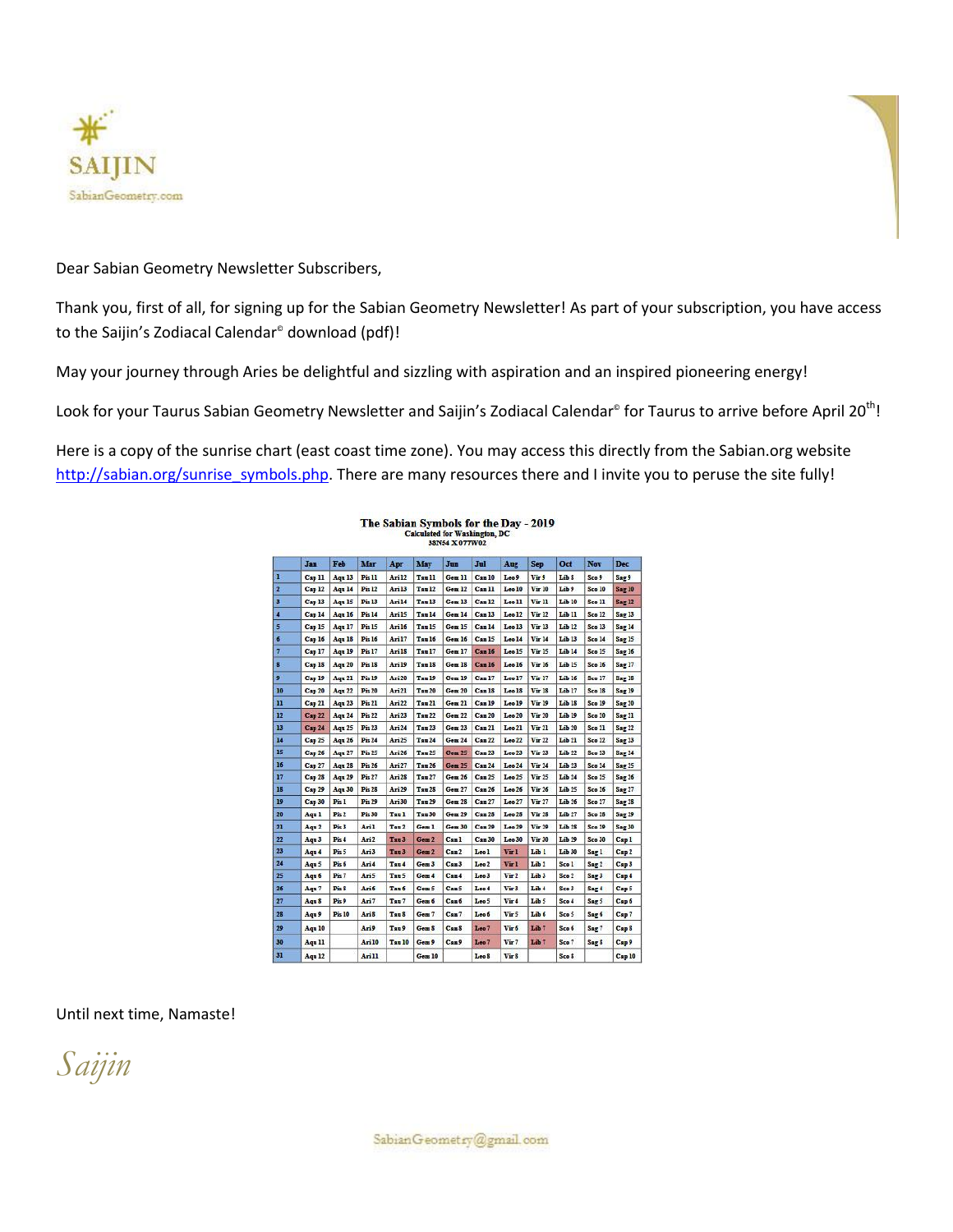SAIJIN
SabianGeometry.com

Dear Sabian Geometry Newsletter Subscribers,

Thank you, first of all, for signing up for the Sabian Geometry Newsletter! As part of your subscription, you have access to the Saijin's Zodiacal Calendar© download (pdf)!

May your journey through Aries be delightful and sizzling with aspiration and an inspired pioneering energy!

Look for your Taurus Sabian Geometry Newsletter and Saijin's Zodiacal Calendar© for Taurus to arrive before April 20th!

Here is a copy of the sunrise chart (east coast time zone). You may access this directly from the Sabian.org website http://sabian.org/sunrise_symbols.php. There are many resources there and I invite you to peruse the site fully!

**The Sabian Symbols for the Day - 2019**
Calculated for Washington, DC
38N54 X 077W02

| | Jan | Feb | Mar | Apr | May | Jun | Jul | Aug | Sep | Oct | Nov | Dec |
|---|---|---|---|---|---|---|---|---|---|---|---|---|
| 1 | Cap 11 | Aqu 13 | Pis 11 | Ari 12 | Tau 11 | Gem 11 | Can 10 | Leo 9 | Vir 9 | Lib 8 | Sco 9 | Sag 9 |
| 2 | Cap 12 | Aqu 14 | Pis 12 | Ari 13 | Tau 12 | Gem 12 | Can 11 | Leo 10 | Vir 10 | Lib 9 | Sco 10 | Sag 10 |
| 3 | Cap 13 | Aqu 15 | Pis 13 | Ari 14 | Tau 13 | Gem 13 | Can 12 | Leo 11 | Vir 11 | Lib 10 | Sco 11 | Sag 12 |
| 4 | Cap 14 | Aqu 16 | Pis 14 | Ari 15 | Tau 14 | Gem 14 | Can 13 | Leo 12 | Vir 12 | Lib 11 | Sco 12 | Sag 13 |
| 5 | Cap 15 | Aqu 17 | Pis 15 | Ari 16 | Tau 15 | Gem 15 | Can 14 | Leo 13 | Vir 13 | Lib 12 | Sco 13 | Sag 14 |
| 6 | Cap 16 | Aqu 18 | Pis 16 | Ari 17 | Tau 16 | Gem 16 | Can 15 | Leo 14 | Vir 14 | Lib 13 | Sco 14 | Sag 15 |
| 7 | Cap 17 | Aqu 19 | Pis 17 | Ari 18 | Tau 17 | Gem 17 | Can 16 | Leo 15 | Vir 15 | Lib 14 | Sco 15 | Sag 16 |
| 8 | Cap 18 | Aqu 20 | Pis 18 | Ari 19 | Tau 18 | Gem 18 | Can 16 | Leo 16 | Vir 16 | Lib 15 | Sco 16 | Sag 17 |
| 9 | Cap 19 | Aqu 21 | Pis 19 | Ari 20 | Tau 19 | Gem 19 | Can 17 | Leo 17 | Vir 17 | Lib 16 | Sco 17 | Sag 18 |
| 10 | Cap 20 | Aqu 22 | Pis 20 | Ari 21 | Tau 20 | Gem 20 | Can 18 | Leo 18 | Vir 18 | Lib 17 | Sco 18 | Sag 19 |
| 11 | Cap 21 | Aqu 23 | Pis 21 | Ari 22 | Tau 21 | Gem 21 | Can 19 | Leo 19 | Vir 19 | Lib 18 | Sco 19 | Sag 20 |
| 12 | Cap 22 | Aqu 24 | Pis 22 | Ari 23 | Tau 22 | Gem 22 | Can 20 | Leo 20 | Vir 20 | Lib 19 | Sco 20 | Sag 21 |
| 13 | Cap 24 | Aqu 25 | Pis 23 | Ari 24 | Tau 23 | Gem 23 | Can 21 | Leo 21 | Vir 21 | Lib 20 | Sco 21 | Sag 22 |
| 14 | Cap 25 | Aqu 26 | Pis 24 | Ari 25 | Tau 24 | Gem 24 | Can 22 | Leo 22 | Vir 22 | Lib 21 | Sco 22 | Sag 23 |
| 15 | Cap 26 | Aqu 27 | Pis 25 | Ari 26 | Tau 25 | Gem 25 | Can 23 | Leo 23 | Vir 23 | Lib 22 | Sco 23 | Sag 24 |
| 16 | Cap 27 | Aqu 28 | Pis 26 | Ari 27 | Tau 26 | Gem 25 | Can 24 | Leo 24 | Vir 24 | Lib 23 | Sco 24 | Sag 25 |
| 17 | Cap 28 | Aqu 29 | Pis 27 | Ari 28 | Tau 27 | Gem 26 | Can 25 | Leo 25 | Vir 25 | Lib 24 | Sco 25 | Sag 26 |
| 18 | Cap 29 | Aqu 30 | Pis 28 | Ari 29 | Tau 28 | Gem 27 | Can 26 | Leo 26 | Vir 26 | Lib 25 | Sco 26 | Sag 27 |
| 19 | Cap 30 | Pis 1 | Pis 29 | Ari 30 | Tau 29 | Gem 28 | Can 27 | Leo 27 | Vir 27 | Lib 26 | Sco 27 | Sag 28 |
| 20 | Aqu 1 | Pis 2 | Pis 30 | Tau 1 | Tau 30 | Gem 29 | Can 28 | Leo 28 | Vir 28 | Lib 27 | Sco 28 | Sag 29 |
| 21 | Aqu 2 | Pis 3 | Ari 1 | Tau 2 | Gem 1 | Gem 30 | Can 29 | Leo 29 | Vir 29 | Lib 28 | Sco 29 | Sag 30 |
| 22 | Aqu 3 | Pis 4 | Ari 2 | Tau 3 | Gem 2 | Can 1 | Can 30 | Leo 30 | Vir 30 | Lib 29 | Sco 30 | Cap 1 |
| 23 | Aqu 4 | Pis 5 | Ari 3 | Tau 3 | Gem 2 | Can 2 | Leo 1 | Vir 1 | Lib 1 | Lib 30 | Sag 1 | Cap 2 |
| 24 | Aqu 5 | Pis 6 | Ari 4 | Tau 4 | Gem 3 | Can 3 | Leo 2 | Vir 1 | Lib 2 | Sco 1 | Sag 2 | Cap 3 |
| 25 | Aqu 6 | Pis 7 | Ari 5 | Tau 5 | Gem 4 | Can 4 | Leo 3 | Vir 2 | Lib 3 | Sco 2 | Sag 3 | Cap 4 |
| 26 | Aqu 7 | Pis 8 | Ari 6 | Tau 6 | Gem 5 | Can 5 | Leo 4 | Vir 3 | Lib 4 | Sco 3 | Sag 4 | Cap 5 |
| 27 | Aqu 8 | Pis 9 | Ari 7 | Tau 7 | Gem 6 | Can 6 | Leo 5 | Vir 4 | Lib 5 | Sco 4 | Sag 5 | Cap 6 |
| 28 | Aqu 9 | Pis 10 | Ari 8 | Tau 8 | Gem 7 | Can 7 | Leo 6 | Vir 5 | Lib 6 | Sco 5 | Sag 6 | Cap 7 |
| 29 | Aqu 10 | | Ari 9 | Tau 9 | Gem 8 | Can 8 | Leo 7 | Vir 6 | Lib 7 | Sco 6 | Sag 7 | Cap 8 |
| 30 | Aqu 11 | | Ari 10 | Tau 10 | Gem 9 | Can 9 | Leo 7 | Vir 7 | Lib 7 | Sco 7 | Sag 8 | Cap 9 |
| 31 | Aqu 12 | | Ari 11 | | Gem 10 | | Leo 8 | Vir 8 | | Sco 8 | | Cap 10 |

Until next time, Namaste!

*Saijin*

SabianGeometry@gmail.com